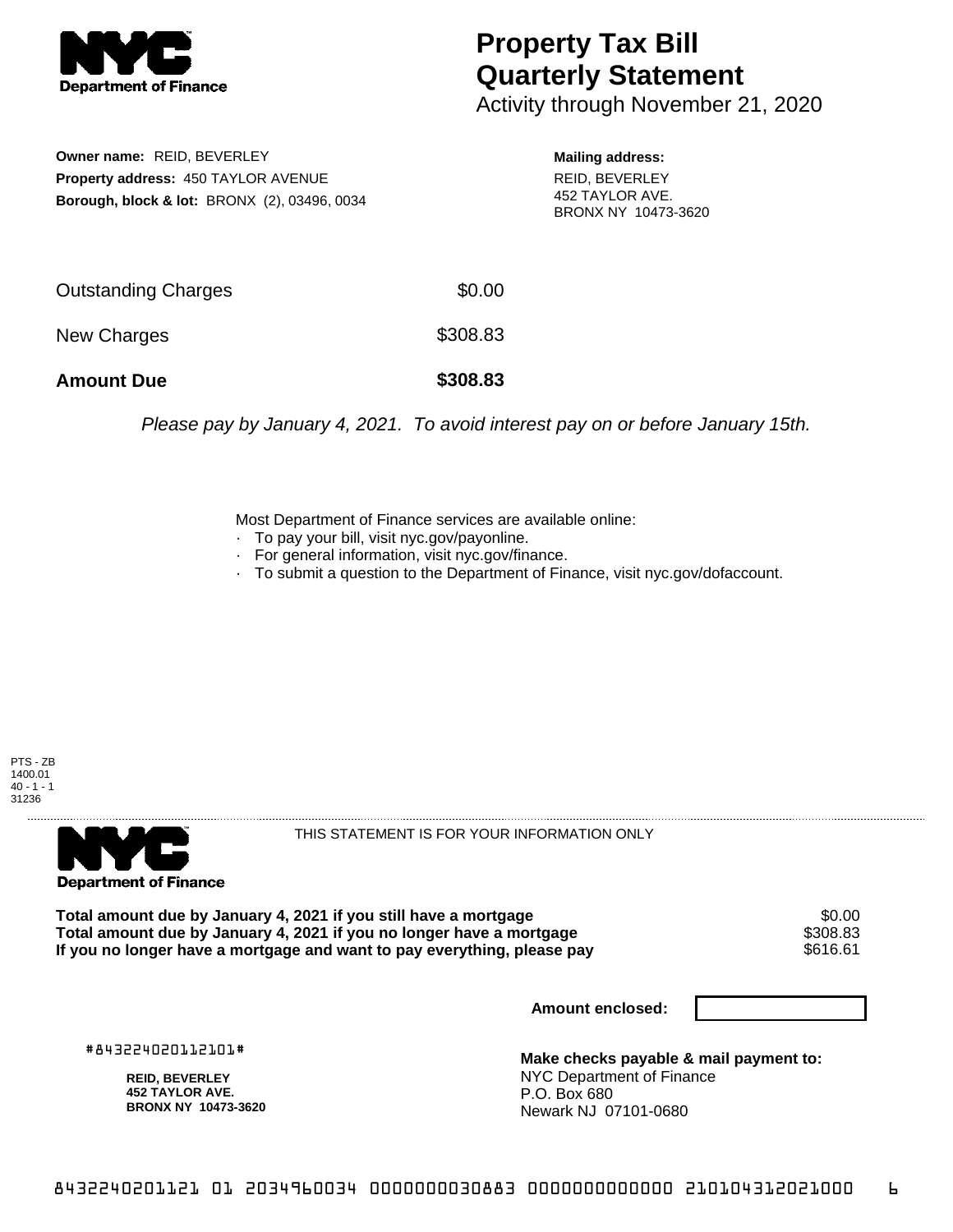**NYC Department of Finance**

# Property Tax Bill Quarterly Statement

Activity through November 21, 2020

**Owner name:** REID, BEVERLEY
**Property address:** 450 TAYLOR AVENUE
**Borough, block & lot:** BRONX (2), 03496, 0034

**Mailing address:**
REID, BEVERLEY
452 TAYLOR AVE.
BRONX NY 10473-3620

| | |
|---|---|
| Outstanding Charges | $0.00 |
| New Charges | $308.83 |
| **Amount Due** | **$308.83** |

*Please pay by January 4, 2021. To avoid interest pay on or before January 15th.*

Most Department of Finance services are available online:

- To pay your bill, visit nyc.gov/payonline.
- For general information, visit nyc.gov/finance.
- To submit a question to the Department of Finance, visit nyc.gov/dofaccount.

PTS - ZB
1400.01
40 - 1 - 1
31236

---

**NYC Department of Finance**

THIS STATEMENT IS FOR YOUR INFORMATION ONLY

| | |
|---|---|
| **Total amount due by January 4, 2021 if you still have a mortgage** | $0.00 |
| **Total amount due by January 4, 2021 if you no longer have a mortgage** | $308.83 |
| **If you no longer have a mortgage and want to pay everything, please pay** | $616.61 |

**Amount enclosed:**

#843224020112101#

**REID, BEVERLEY**
**452 TAYLOR AVE.**
**BRONX NY 10473-3620**

**Make checks payable & mail payment to:**
NYC Department of Finance
P.O. Box 680
Newark NJ 07101-0680

8432240201121 01 2034960034 0000000030883 0000000000000 210104312021000 6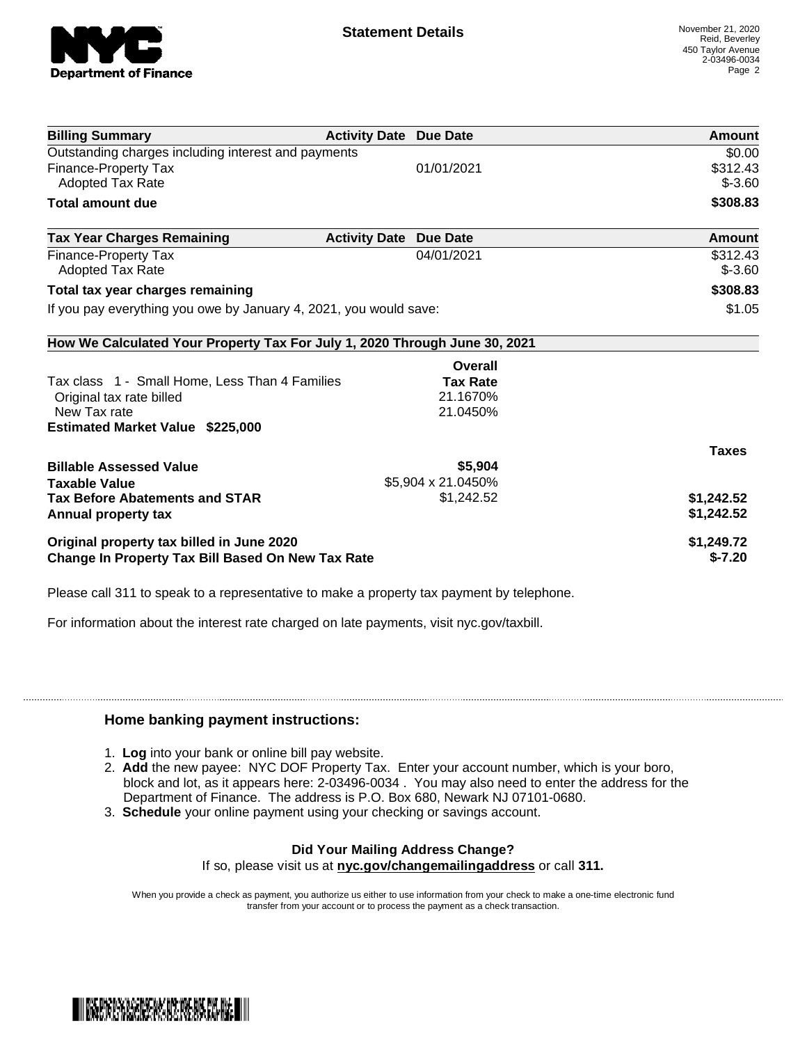**Statement Details**

November 21, 2020
Reid, Beverley
450 Taylor Avenue
2-03496-0034

| Billing Summary | Activity Date | Due Date | Amount |
|---|---|---|---|
| Outstanding charges including interest and payments | | | $0.00 |
| Finance-Property Tax | | 01/01/2021 | $312.43 |
| Adopted Tax Rate | | | $-3.60 |
| **Total amount due** | | | **$308.83** |

| Tax Year Charges Remaining | Activity Date | Due Date | Amount |
|---|---|---|---|
| Finance-Property Tax | | 04/01/2021 | $312.43 |
| Adopted Tax Rate | | | $-3.60 |
| **Total tax year charges remaining** | | | **$308.83** |
| If you pay everything you owe by January 4, 2021, you would save: | | | $1.05 |

**How We Calculated Your Property Tax For July 1, 2020 Through June 30, 2021**

| | Overall Tax Rate | Taxes |
|---|---|---|
| Tax class 1 - Small Home, Less Than 4 Families | | |
| Original tax rate billed | 21.1670% | |
| New Tax rate | 21.0450% | |
| **Estimated Market Value $225,000** | | |
| **Billable Assessed Value** | **$5,904** | |
| **Taxable Value** | $5,904 x 21.0450% | |
| **Tax Before Abatements and STAR** | $1,242.52 | **$1,242.52** |
| **Annual property tax** | | **$1,242.52** |
| **Original property tax billed in June 2020** | | **$1,249.72** |
| **Change In Property Tax Bill Based On New Tax Rate** | | **$-7.20** |

Please call 311 to speak to a representative to make a property tax payment by telephone.

For information about the interest rate charged on late payments, visit nyc.gov/taxbill.

## Home banking payment instructions:

1. **Log** into your bank or online bill pay website.
2. **Add** the new payee: NYC DOF Property Tax. Enter your account number, which is your boro, block and lot, as it appears here: 2-03496-0034 . You may also need to enter the address for the Department of Finance. The address is P.O. Box 680, Newark NJ 07101-0680.
3. **Schedule** your online payment using your checking or savings account.

**Did Your Mailing Address Change?**

If so, please visit us at **nyc.gov/changemailingaddress** or call **311.**

When you provide a check as payment, you authorize us either to use information from your check to make a one-time electronic fund transfer from your account or to process the payment as a check transaction.